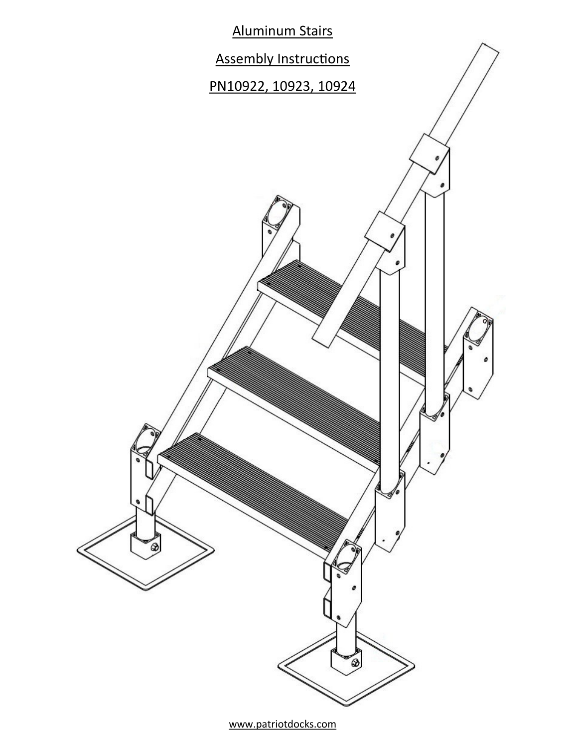# Aluminum Stairs

## Assembly Instructions

## PN10922, 10923, 10924

www.patriotdocks.com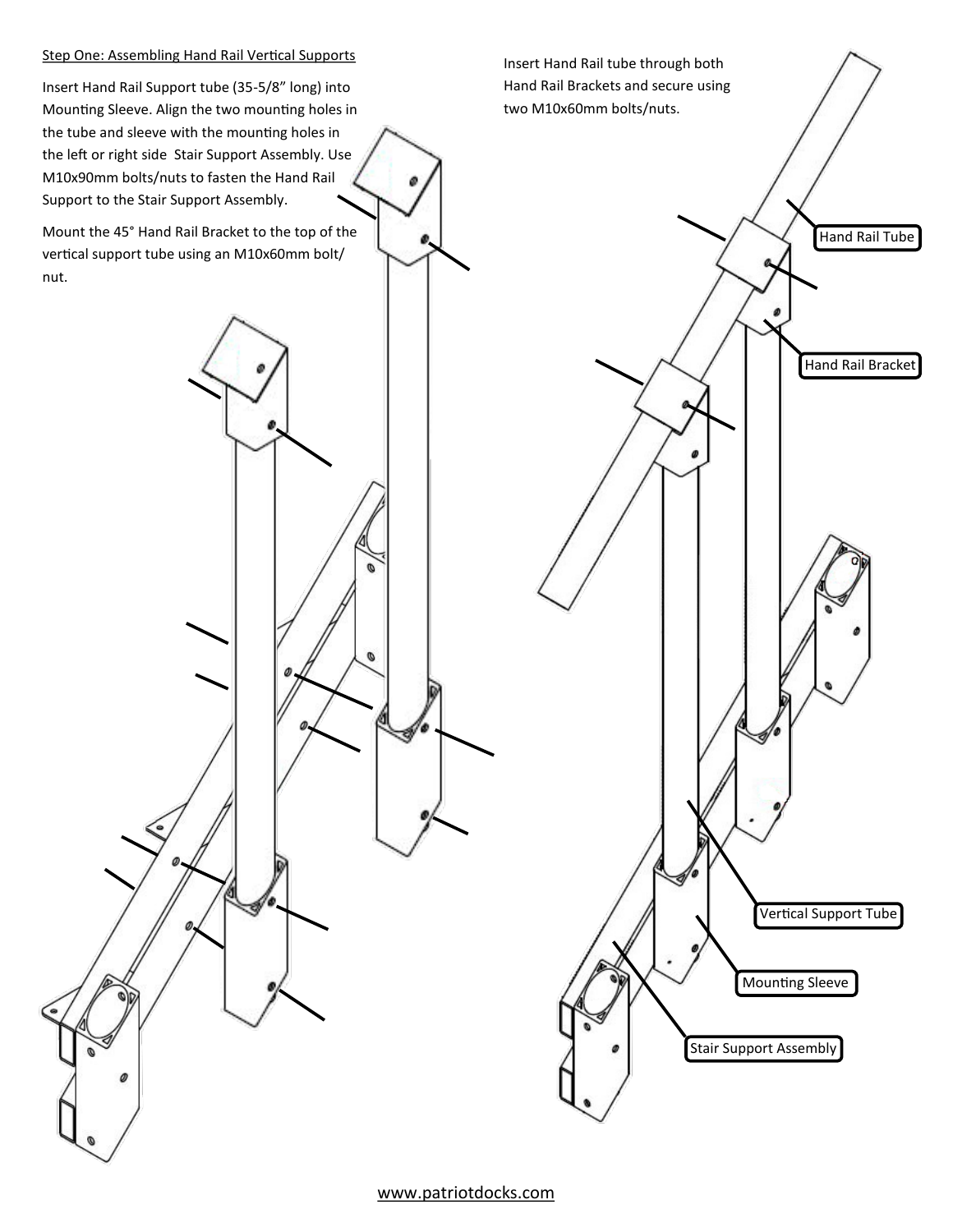Step One: Assembling Hand Rail Vertical Supports

Insert Hand Rail Support tube (35-5/8” long) into Mounting Sleeve. Align the two mounting holes in the tube and sleeve with the mounting holes in the left or right side Stair Support Assembly. Use M10x90mm bolts/nuts to fasten the Hand Rail Support to the Stair Support Assembly.

Mount the 45° Hand Rail Bracket to the top of the vertical support tube using an M10x60mm bolt/nut.

Insert Hand Rail tube through both Hand Rail Brackets and secure using two M10x60mm bolts/nuts.

Hand Rail Tube

Hand Rail Bracket

Vertical Support Tube

Mounting Sleeve

Stair Support Assembly

www.patriotdocks.com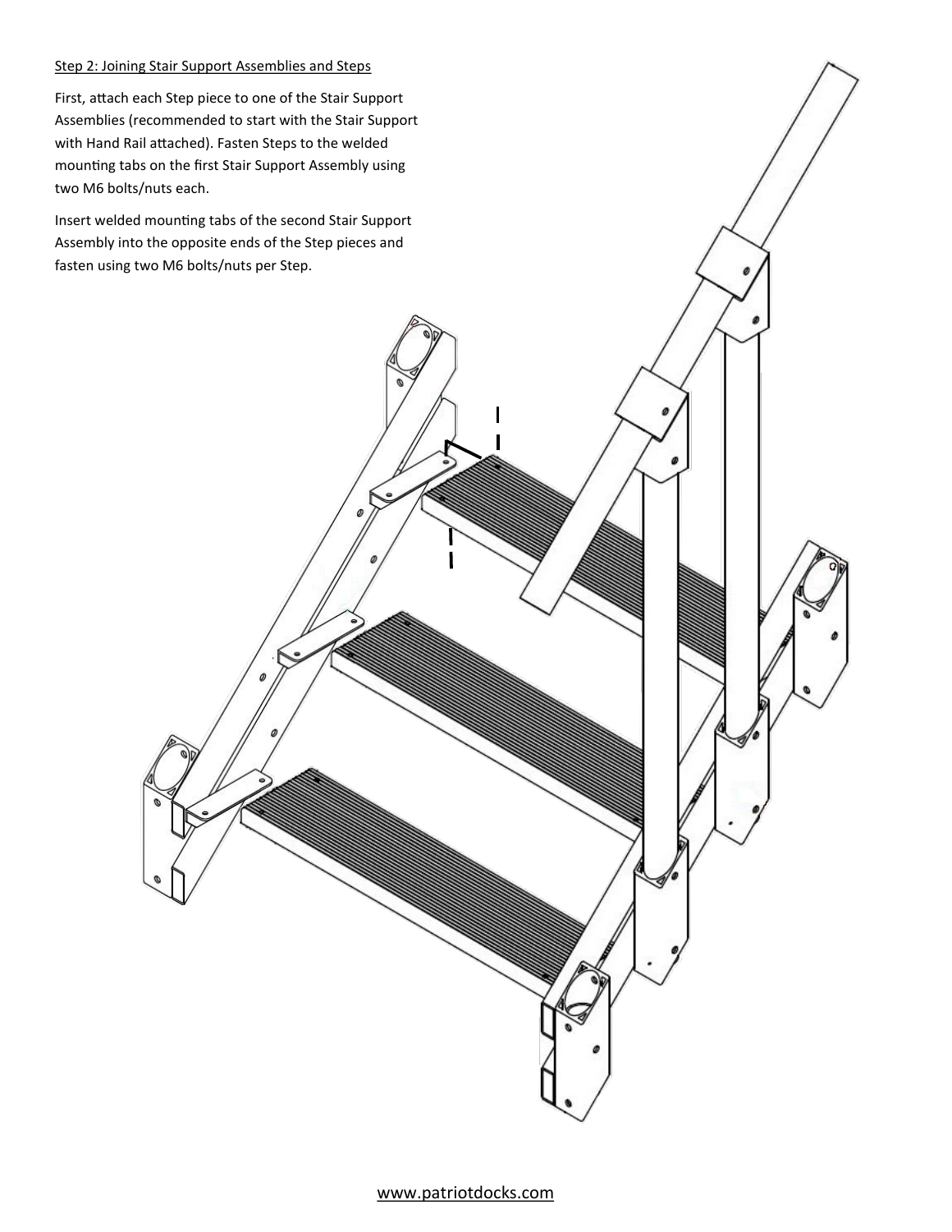## Step 2: Joining Stair Support Assemblies and Steps

First, attach each Step piece to one of the Stair Support Assemblies (recommended to start with the Stair Support with Hand Rail attached). Fasten Steps to the welded mounting tabs on the first Stair Support Assembly using two M6 bolts/nuts each.

Insert welded mounting tabs of the second Stair Support Assembly into the opposite ends of the Step pieces and fasten using two M6 bolts/nuts per Step.

www.patriotdocks.com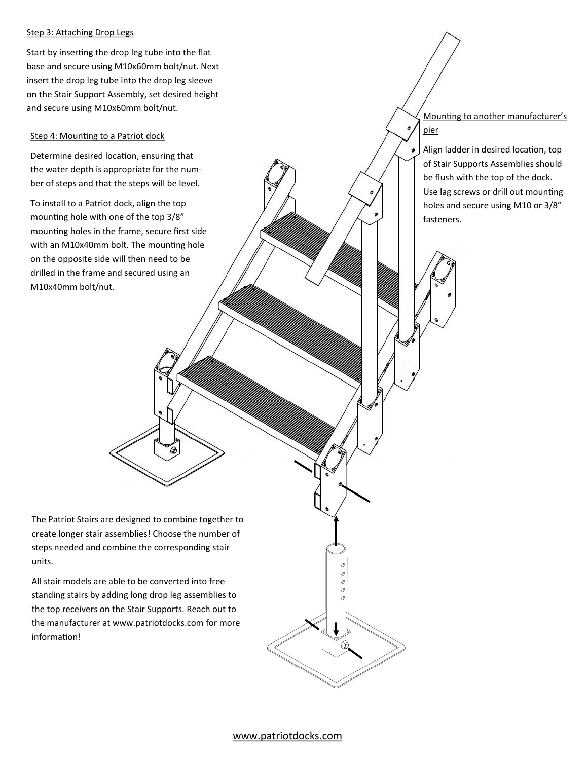## Step 3: Attaching Drop Legs

Start by inserting the drop leg tube into the flat base and secure using M10x60mm bolt/nut. Next insert the drop leg tube into the drop leg sleeve on the Stair Support Assembly, set desired height and secure using M10x60mm bolt/nut.

## Step 4: Mounting to a Patriot dock

Determine desired location, ensuring that the water depth is appropriate for the number of steps and that the steps will be level.

To install to a Patriot dock, align the top mounting hole with one of the top 3/8" mounting holes in the frame, secure first side with an M10x40mm bolt. The mounting hole on the opposite side will then need to be drilled in the frame and secured using an M10x40mm bolt/nut.

## Mounting to another manufacturer's pier

Align ladder in desired location, top of Stair Supports Assemblies should be flush with the top of the dock. Use lag screws or drill out mounting holes and secure using M10 or 3/8" fasteners.

The Patriot Stairs are designed to combine together to create longer stair assemblies! Choose the number of steps needed and combine the corresponding stair units.

All stair models are able to be converted into free standing stairs by adding long drop leg assemblies to the top receivers on the Stair Supports. Reach out to the manufacturer at www.patriotdocks.com for more information!

www.patriotdocks.com